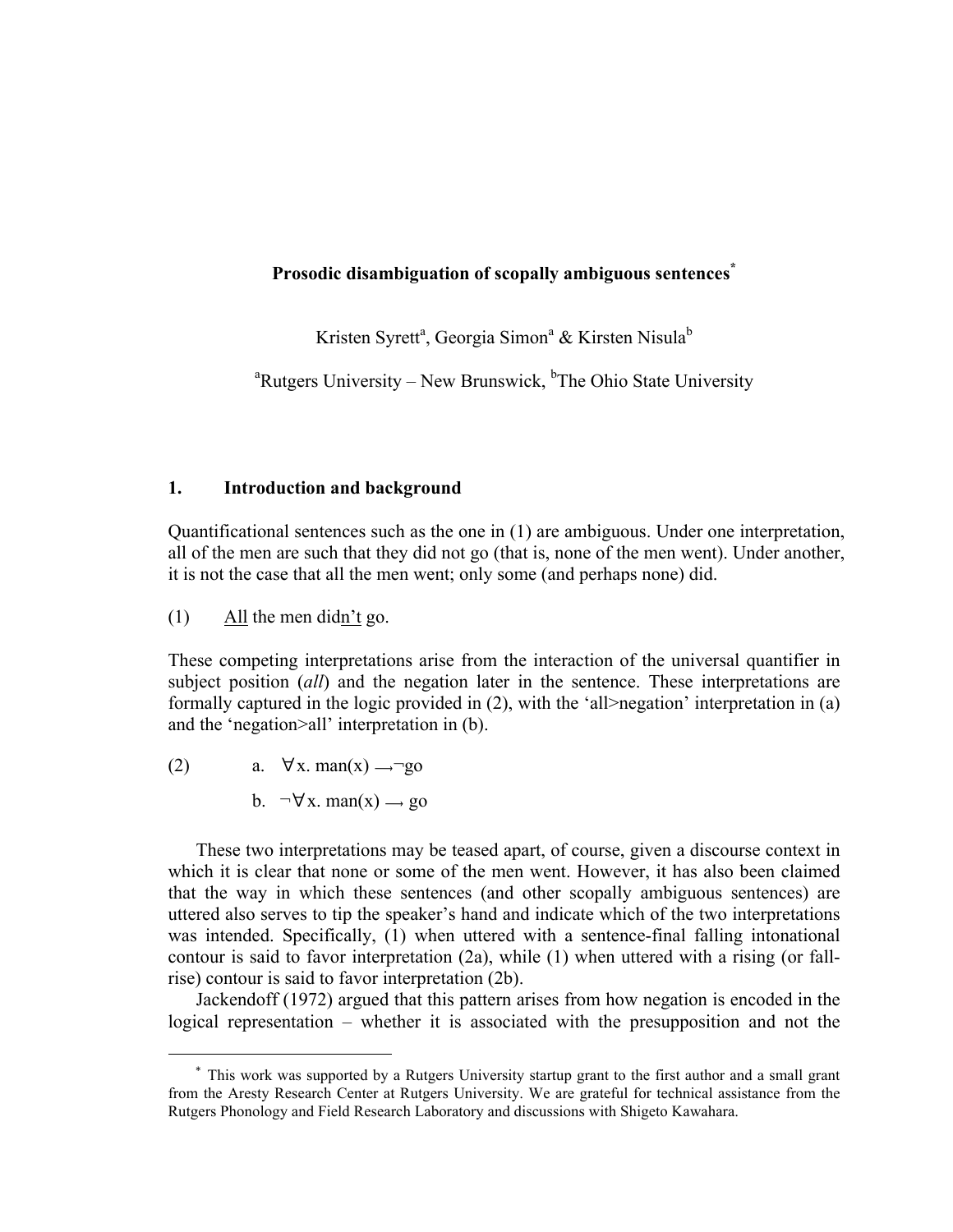# Prosodic disambiguation of scopally ambiguous sentences*

Kristen Syrett[a], Georgia Simon[a] & Kirsten Nisula[b]

[a]Rutgers University – New Brunswick, [b]The Ohio State University

## 1. Introduction and background

Quantificational sentences such as the one in (1) are ambiguous. Under one interpretation, all of the men are such that they did not go (that is, none of the men went). Under another, it is not the case that all the men went; only some (and perhaps none) did.

(1) <u>All</u> the men did<u>n't</u> go.

These competing interpretations arise from the interaction of the universal quantifier in subject position (*all*) and the negation later in the sentence. These interpretations are formally captured in the logic provided in (2), with the 'all>negation' interpretation in (a) and the 'negation>all' interpretation in (b).

(2) a. $\forall x.\ \text{man}(x) \rightarrow \neg \text{go}$

b. $\neg \forall x.\ \text{man}(x) \rightarrow \text{go}$

These two interpretations may be teased apart, of course, given a discourse context in which it is clear that none or some of the men went. However, it has also been claimed that the way in which these sentences (and other scopally ambiguous sentences) are uttered also serves to tip the speaker's hand and indicate which of the two interpretations was intended. Specifically, (1) when uttered with a sentence-final falling intonational contour is said to favor interpretation (2a), while (1) when uttered with a rising (or fall-rise) contour is said to favor interpretation (2b).

Jackendoff (1972) argued that this pattern arises from how negation is encoded in the logical representation – whether it is associated with the presupposition and not the

---

* This work was supported by a Rutgers University startup grant to the first author and a small grant from the Aresty Research Center at Rutgers University. We are grateful for technical assistance from the Rutgers Phonology and Field Research Laboratory and discussions with Shigeto Kawahara.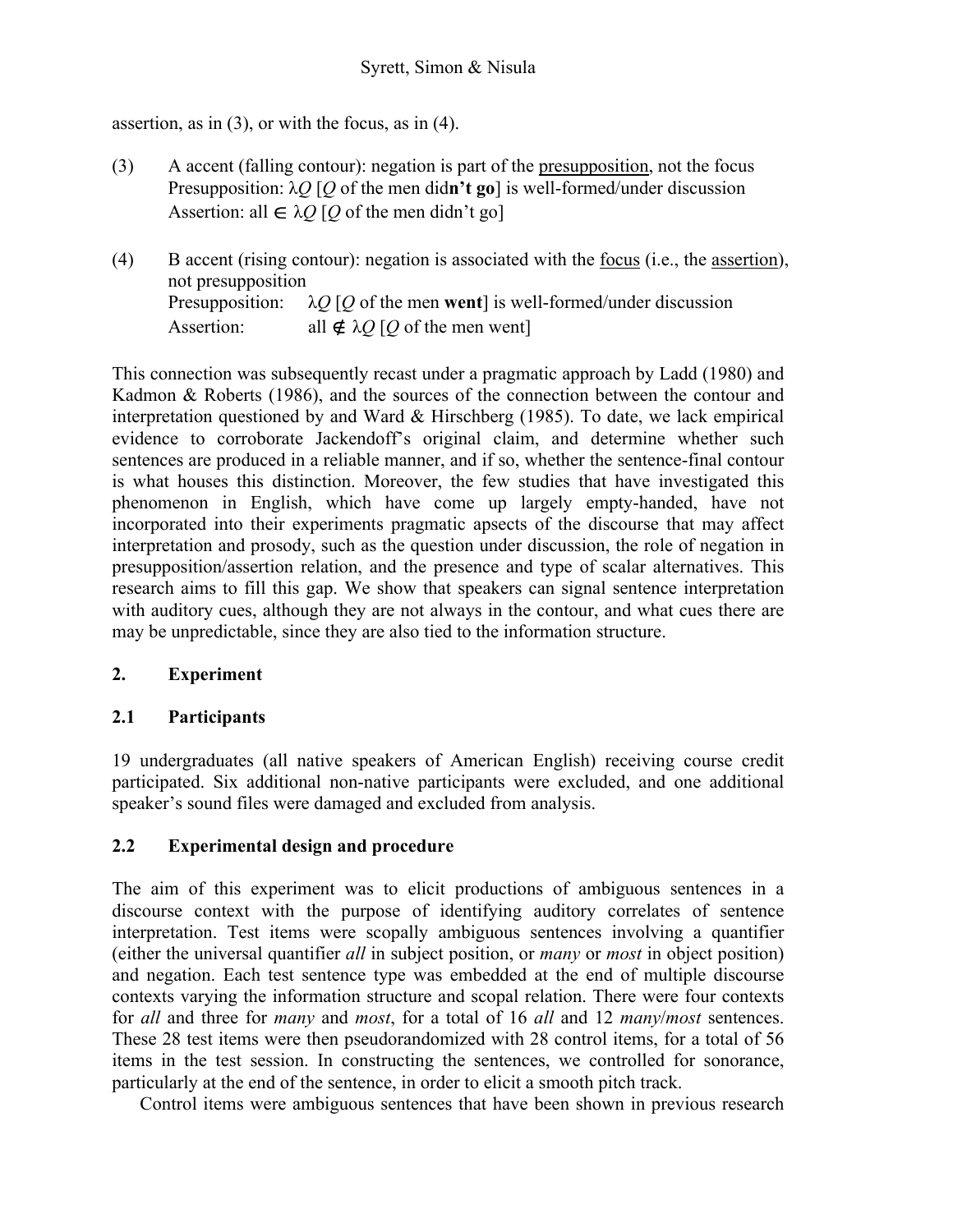assertion, as in (3), or with the focus, as in (4).

(3) A accent (falling contour): negation is part of the presupposition, not the focus
Presupposition: $\lambda Q$ [$Q$ of the men did**n't go**] is well-formed/under discussion
Assertion: all $\in \lambda Q$ [$Q$ of the men didn't go]

(4) B accent (rising contour): negation is associated with the focus (i.e., the assertion), not presupposition
Presupposition: $\lambda Q$ [$Q$ of the men **went**] is well-formed/under discussion
Assertion: all $\notin \lambda Q$ [$Q$ of the men went]

This connection was subsequently recast under a pragmatic approach by Ladd (1980) and Kadmon & Roberts (1986), and the sources of the connection between the contour and interpretation questioned by and Ward & Hirschberg (1985). To date, we lack empirical evidence to corroborate Jackendoff's original claim, and determine whether such sentences are produced in a reliable manner, and if so, whether the sentence-final contour is what houses this distinction. Moreover, the few studies that have investigated this phenomenon in English, which have come up largely empty-handed, have not incorporated into their experiments pragmatic apsects of the discourse that may affect interpretation and prosody, such as the question under discussion, the role of negation in presupposition/assertion relation, and the presence and type of scalar alternatives. This research aims to fill this gap. We show that speakers can signal sentence interpretation with auditory cues, although they are not always in the contour, and what cues there are may be unpredictable, since they are also tied to the information structure.

## 2. Experiment

### 2.1 Participants

19 undergraduates (all native speakers of American English) receiving course credit participated. Six additional non-native participants were excluded, and one additional speaker's sound files were damaged and excluded from analysis.

### 2.2 Experimental design and procedure

The aim of this experiment was to elicit productions of ambiguous sentences in a discourse context with the purpose of identifying auditory correlates of sentence interpretation. Test items were scopally ambiguous sentences involving a quantifier (either the universal quantifier *all* in subject position, or *many* or *most* in object position) and negation. Each test sentence type was embedded at the end of multiple discourse contexts varying the information structure and scopal relation. There were four contexts for *all* and three for *many* and *most*, for a total of 16 *all* and 12 *many*/*most* sentences. These 28 test items were then pseudorandomized with 28 control items, for a total of 56 items in the test session. In constructing the sentences, we controlled for sonorance, particularly at the end of the sentence, in order to elicit a smooth pitch track.

Control items were ambiguous sentences that have been shown in previous research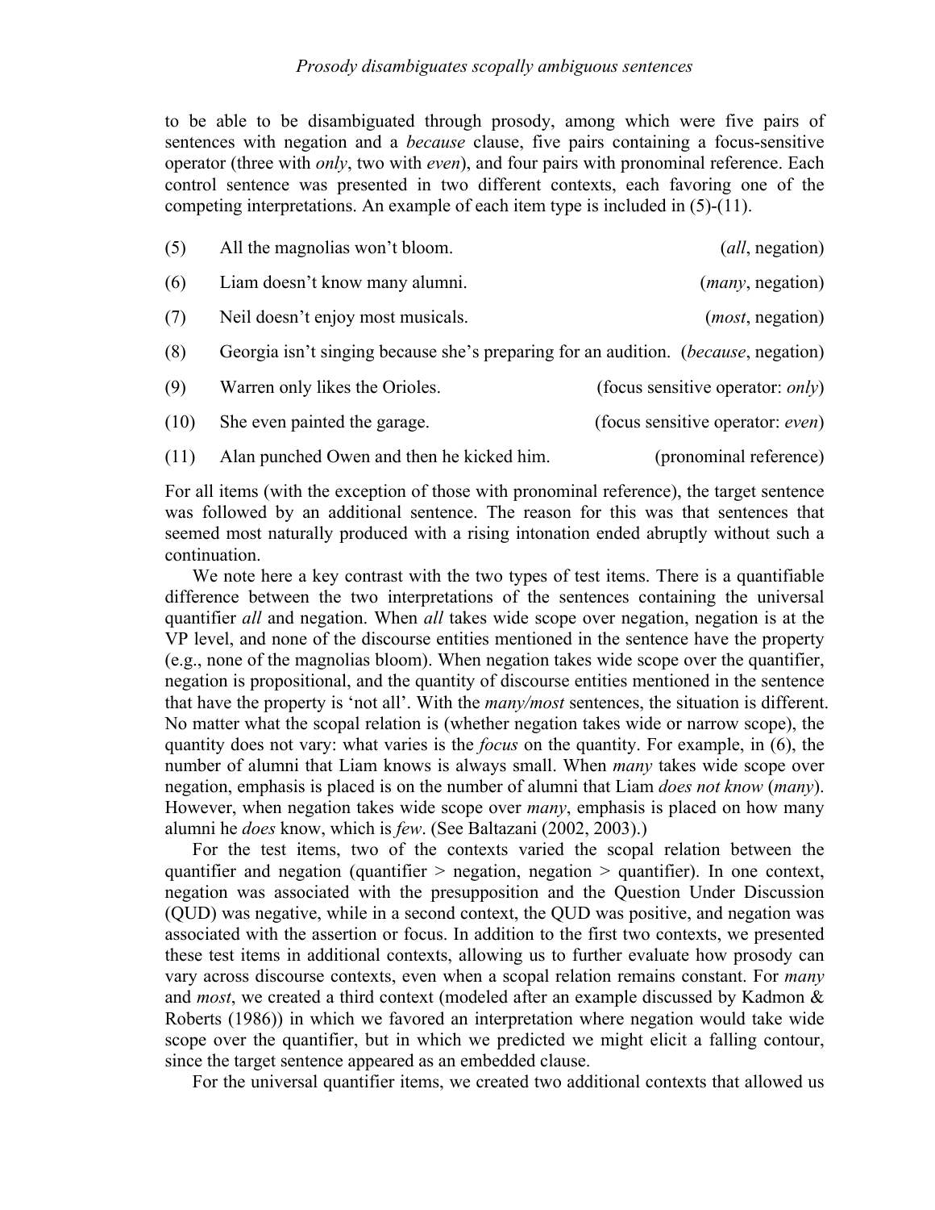to be able to be disambiguated through prosody, among which were five pairs of sentences with negation and a *because* clause, five pairs containing a focus-sensitive operator (three with *only*, two with *even*), and four pairs with pronominal reference. Each control sentence was presented in two different contexts, each favoring one of the competing interpretations. An example of each item type is included in (5)-(11).

(5) All the magnolias won't bloom. (*all*, negation)

(6) Liam doesn't know many alumni. (*many*, negation)

(7) Neil doesn't enjoy most musicals. (*most*, negation)

(8) Georgia isn't singing because she's preparing for an audition. (*because*, negation)

(9) Warren only likes the Orioles. (focus sensitive operator: *only*)

(10) She even painted the garage. (focus sensitive operator: *even*)

(11) Alan punched Owen and then he kicked him. (pronominal reference)

For all items (with the exception of those with pronominal reference), the target sentence was followed by an additional sentence. The reason for this was that sentences that seemed most naturally produced with a rising intonation ended abruptly without such a continuation.

We note here a key contrast with the two types of test items. There is a quantifiable difference between the two interpretations of the sentences containing the universal quantifier *all* and negation. When *all* takes wide scope over negation, negation is at the VP level, and none of the discourse entities mentioned in the sentence have the property (e.g., none of the magnolias bloom). When negation takes wide scope over the quantifier, negation is propositional, and the quantity of discourse entities mentioned in the sentence that have the property is 'not all'. With the *many/most* sentences, the situation is different. No matter what the scopal relation is (whether negation takes wide or narrow scope), the quantity does not vary: what varies is the *focus* on the quantity. For example, in (6), the number of alumni that Liam knows is always small. When *many* takes wide scope over negation, emphasis is placed is on the number of alumni that Liam *does not know* (*many*). However, when negation takes wide scope over *many*, emphasis is placed on how many alumni he *does* know, which is *few*. (See Baltazani (2002, 2003).)

For the test items, two of the contexts varied the scopal relation between the quantifier and negation (quantifier > negation, negation > quantifier). In one context, negation was associated with the presupposition and the Question Under Discussion (QUD) was negative, while in a second context, the QUD was positive, and negation was associated with the assertion or focus. In addition to the first two contexts, we presented these test items in additional contexts, allowing us to further evaluate how prosody can vary across discourse contexts, even when a scopal relation remains constant. For *many* and *most*, we created a third context (modeled after an example discussed by Kadmon & Roberts (1986)) in which we favored an interpretation where negation would take wide scope over the quantifier, but in which we predicted we might elicit a falling contour, since the target sentence appeared as an embedded clause.

For the universal quantifier items, we created two additional contexts that allowed us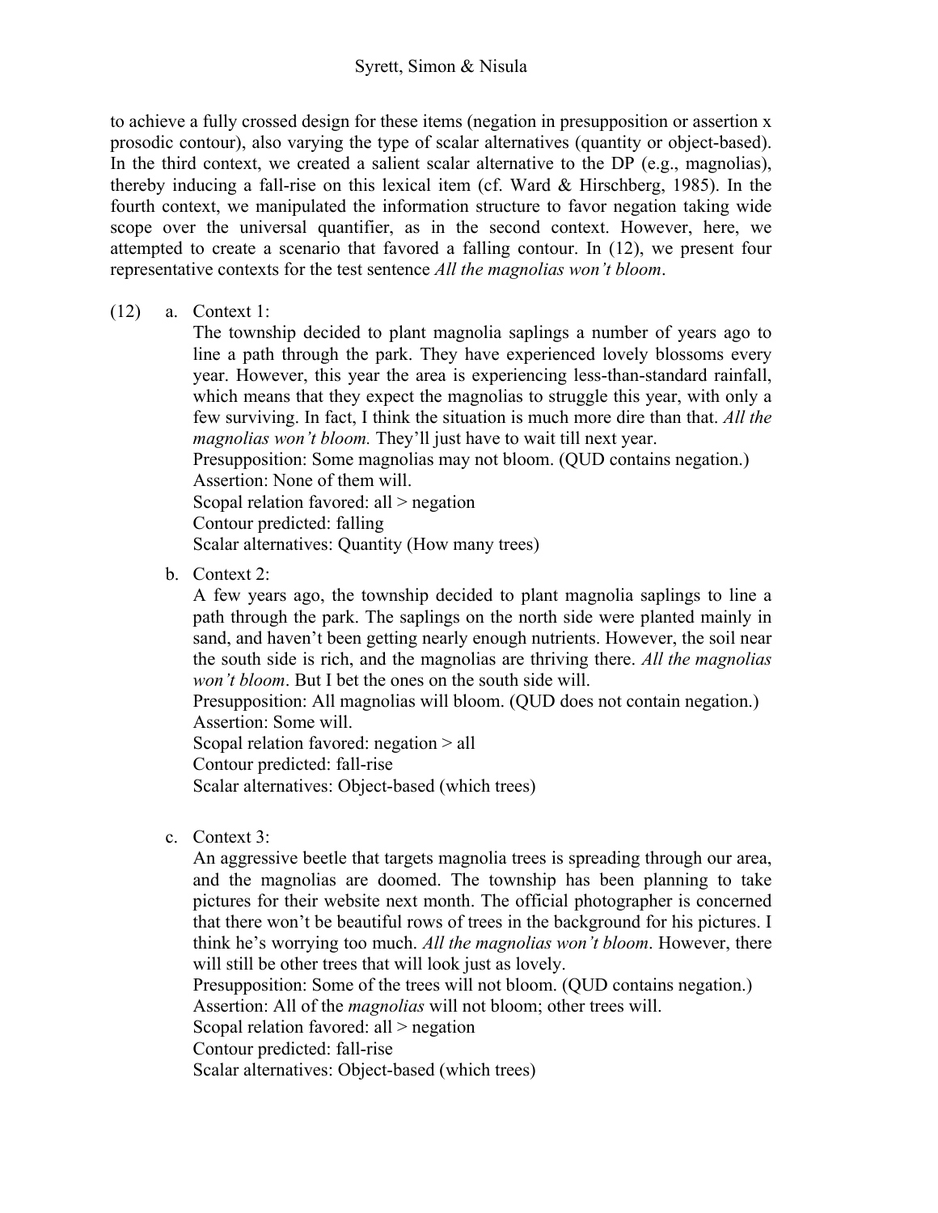to achieve a fully crossed design for these items (negation in presupposition or assertion x prosodic contour), also varying the type of scalar alternatives (quantity or object-based). In the third context, we created a salient scalar alternative to the DP (e.g., magnolias), thereby inducing a fall-rise on this lexical item (cf. Ward & Hirschberg, 1985). In the fourth context, we manipulated the information structure to favor negation taking wide scope over the universal quantifier, as in the second context. However, here, we attempted to create a scenario that favored a falling contour. In (12), we present four representative contexts for the test sentence *All the magnolias won't bloom*.

(12) a. Context 1:
The township decided to plant magnolia saplings a number of years ago to line a path through the park. They have experienced lovely blossoms every year. However, this year the area is experiencing less-than-standard rainfall, which means that they expect the magnolias to struggle this year, with only a few surviving. In fact, I think the situation is much more dire than that. *All the magnolias won't bloom.* They'll just have to wait till next year.
Presupposition: Some magnolias may not bloom. (QUD contains negation.)
Assertion: None of them will.
Scopal relation favored: all > negation
Contour predicted: falling
Scalar alternatives: Quantity (How many trees)

b. Context 2:
A few years ago, the township decided to plant magnolia saplings to line a path through the park. The saplings on the north side were planted mainly in sand, and haven't been getting nearly enough nutrients. However, the soil near the south side is rich, and the magnolias are thriving there. *All the magnolias won't bloom*. But I bet the ones on the south side will.
Presupposition: All magnolias will bloom. (QUD does not contain negation.)
Assertion: Some will.
Scopal relation favored: negation > all
Contour predicted: fall-rise
Scalar alternatives: Object-based (which trees)

c. Context 3:
An aggressive beetle that targets magnolia trees is spreading through our area, and the magnolias are doomed. The township has been planning to take pictures for their website next month. The official photographer is concerned that there won't be beautiful rows of trees in the background for his pictures. I think he's worrying too much. *All the magnolias won't bloom*. However, there will still be other trees that will look just as lovely.
Presupposition: Some of the trees will not bloom. (QUD contains negation.)
Assertion: All of the *magnolias* will not bloom; other trees will.
Scopal relation favored: all > negation
Contour predicted: fall-rise
Scalar alternatives: Object-based (which trees)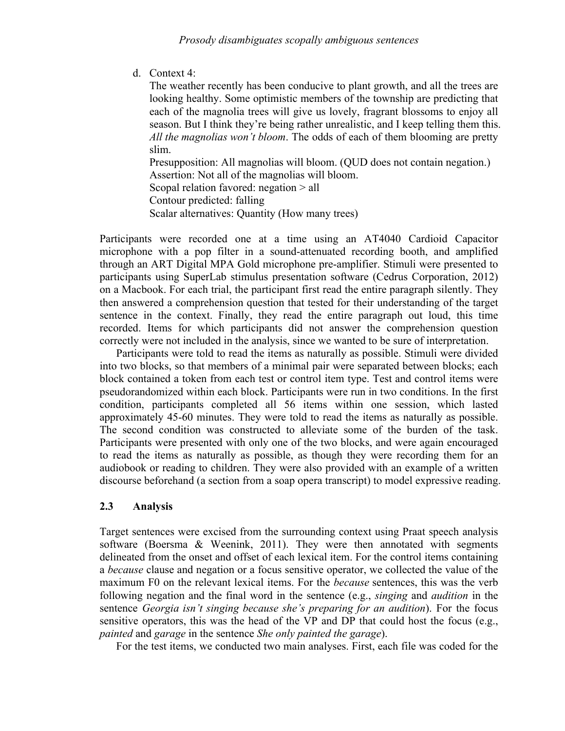d. Context 4:

   The weather recently has been conducive to plant growth, and all the trees are looking healthy. Some optimistic members of the township are predicting that each of the magnolia trees will give us lovely, fragrant blossoms to enjoy all season. But I think they're being rather unrealistic, and I keep telling them this. *All the magnolias won't bloom*. The odds of each of them blooming are pretty slim.

   Presupposition: All magnolias will bloom. (QUD does not contain negation.)
   Assertion: Not all of the magnolias will bloom.
   Scopal relation favored: negation > all
   Contour predicted: falling
   Scalar alternatives: Quantity (How many trees)

Participants were recorded one at a time using an AT4040 Cardioid Capacitor microphone with a pop filter in a sound-attenuated recording booth, and amplified through an ART Digital MPA Gold microphone pre-amplifier. Stimuli were presented to participants using SuperLab stimulus presentation software (Cedrus Corporation, 2012) on a Macbook. For each trial, the participant first read the entire paragraph silently. They then answered a comprehension question that tested for their understanding of the target sentence in the context. Finally, they read the entire paragraph out loud, this time recorded. Items for which participants did not answer the comprehension question correctly were not included in the analysis, since we wanted to be sure of interpretation.

Participants were told to read the items as naturally as possible. Stimuli were divided into two blocks, so that members of a minimal pair were separated between blocks; each block contained a token from each test or control item type. Test and control items were pseudorandomized within each block. Participants were run in two conditions. In the first condition, participants completed all 56 items within one session, which lasted approximately 45-60 minutes. They were told to read the items as naturally as possible. The second condition was constructed to alleviate some of the burden of the task. Participants were presented with only one of the two blocks, and were again encouraged to read the items as naturally as possible, as though they were recording them for an audiobook or reading to children. They were also provided with an example of a written discourse beforehand (a section from a soap opera transcript) to model expressive reading.

## 2.3 Analysis

Target sentences were excised from the surrounding context using Praat speech analysis software (Boersma & Weenink, 2011). They were then annotated with segments delineated from the onset and offset of each lexical item. For the control items containing a *because* clause and negation or a focus sensitive operator, we collected the value of the maximum F0 on the relevant lexical items. For the *because* sentences, this was the verb following negation and the final word in the sentence (e.g., *singing* and *audition* in the sentence *Georgia isn't singing because she's preparing for an audition*). For the focus sensitive operators, this was the head of the VP and DP that could host the focus (e.g., *painted* and *garage* in the sentence *She only painted the garage*).

For the test items, we conducted two main analyses. First, each file was coded for the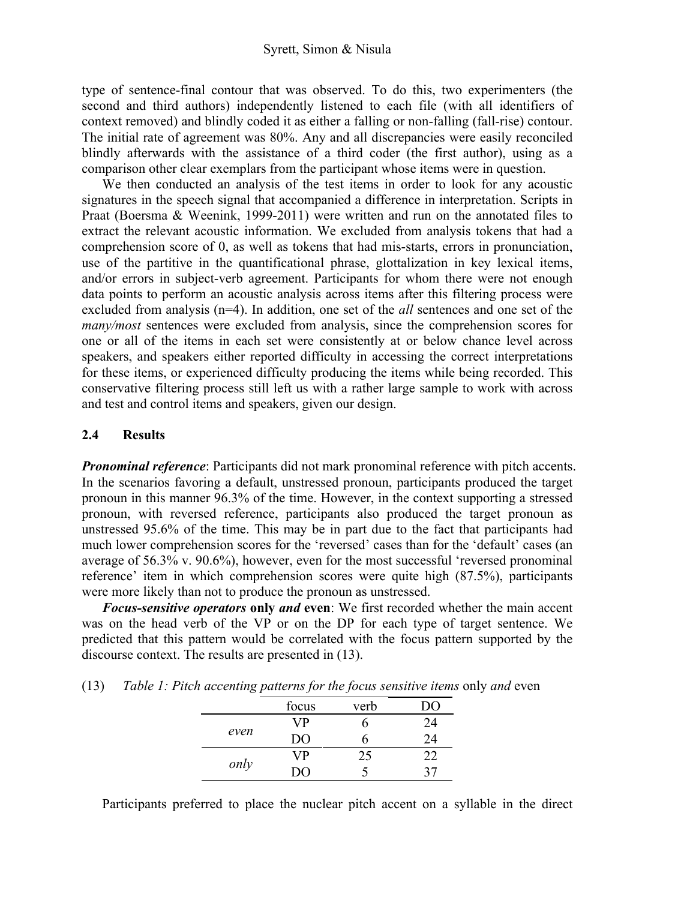type of sentence-final contour that was observed. To do this, two experimenters (the second and third authors) independently listened to each file (with all identifiers of context removed) and blindly coded it as either a falling or non-falling (fall-rise) contour. The initial rate of agreement was 80%. Any and all discrepancies were easily reconciled blindly afterwards with the assistance of a third coder (the first author), using as a comparison other clear exemplars from the participant whose items were in question.

We then conducted an analysis of the test items in order to look for any acoustic signatures in the speech signal that accompanied a difference in interpretation. Scripts in Praat (Boersma & Weenink, 1999-2011) were written and run on the annotated files to extract the relevant acoustic information. We excluded from analysis tokens that had a comprehension score of 0, as well as tokens that had mis-starts, errors in pronunciation, use of the partitive in the quantificational phrase, glottalization in key lexical items, and/or errors in subject-verb agreement. Participants for whom there were not enough data points to perform an acoustic analysis across items after this filtering process were excluded from analysis (n=4). In addition, one set of the *all* sentences and one set of the *many/most* sentences were excluded from analysis, since the comprehension scores for one or all of the items in each set were consistently at or below chance level across speakers, and speakers either reported difficulty in accessing the correct interpretations for these items, or experienced difficulty producing the items while being recorded. This conservative filtering process still left us with a rather large sample to work with across and test and control items and speakers, given our design.

## 2.4 Results

***Pronominal reference***: Participants did not mark pronominal reference with pitch accents. In the scenarios favoring a default, unstressed pronoun, participants produced the target pronoun in this manner 96.3% of the time. However, in the context supporting a stressed pronoun, with reversed reference, participants also produced the target pronoun as unstressed 95.6% of the time. This may be in part due to the fact that participants had much lower comprehension scores for the 'reversed' cases than for the 'default' cases (an average of 56.3% v. 90.6%), however, even for the most successful 'reversed pronominal reference' item in which comprehension scores were quite high (87.5%), participants were more likely than not to produce the pronoun as unstressed.

***Focus-sensitive operators* only *and* even**: We first recorded whether the main accent was on the head verb of the VP or on the DP for each type of target sentence. We predicted that this pattern would be correlated with the focus pattern supported by the discourse context. The results are presented in (13).

(13) *Table 1: Pitch accenting patterns for the focus sensitive items* only *and* even

| | focus | verb | DO |
|---|---|---|---|
| *even* | VP | 6 | 24 |
| | DO | 6 | 24 |
| *only* | VP | 25 | 22 |
| | DO | 5 | 37 |

Participants preferred to place the nuclear pitch accent on a syllable in the direct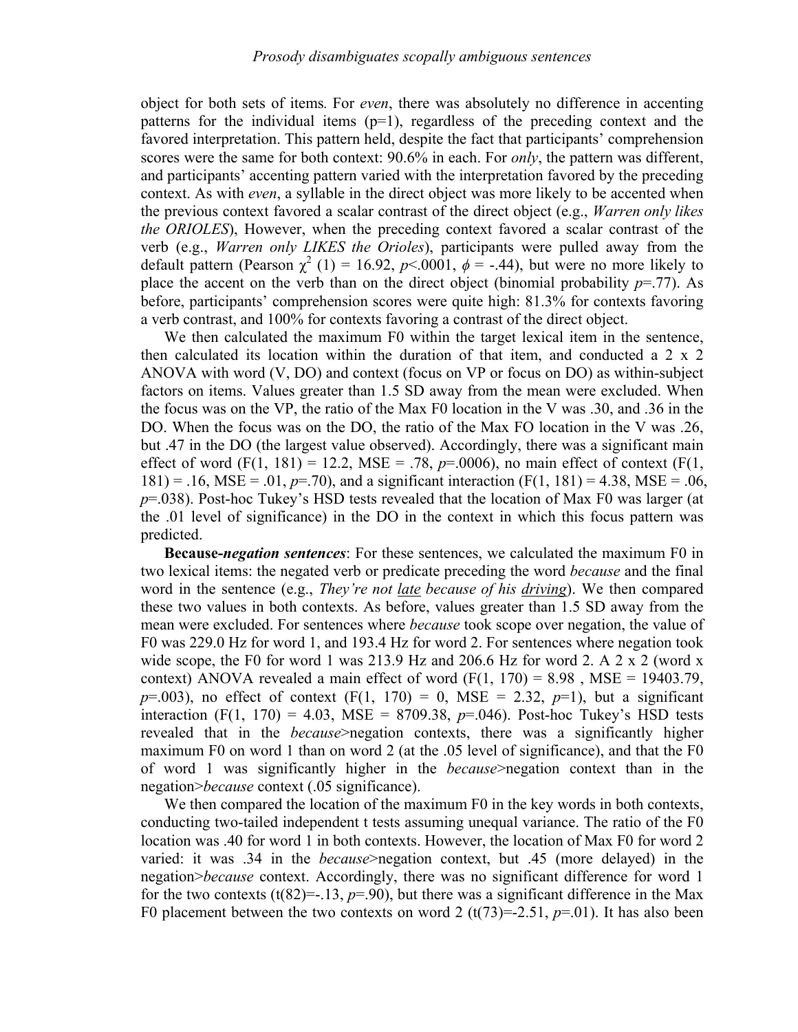object for both sets of items. For *even*, there was absolutely no difference in accenting patterns for the individual items (p=1), regardless of the preceding context and the favored interpretation. This pattern held, despite the fact that participants' comprehension scores were the same for both context: 90.6% in each. For *only*, the pattern was different, and participants' accenting pattern varied with the interpretation favored by the preceding context. As with *even*, a syllable in the direct object was more likely to be accented when the previous context favored a scalar contrast of the direct object (e.g., *Warren only likes the ORIOLES*), However, when the preceding context favored a scalar contrast of the verb (e.g., *Warren only LIKES the Orioles*), participants were pulled away from the default pattern (Pearson $\chi^2$ (1) = 16.92, *p*<.0001, $\phi$ = -.44), but were no more likely to place the accent on the verb than on the direct object (binomial probability *p*=.77). As before, participants' comprehension scores were quite high: 81.3% for contexts favoring a verb contrast, and 100% for contexts favoring a contrast of the direct object.

We then calculated the maximum F0 within the target lexical item in the sentence, then calculated its location within the duration of that item, and conducted a 2 x 2 ANOVA with word (V, DO) and context (focus on VP or focus on DO) as within-subject factors on items. Values greater than 1.5 SD away from the mean were excluded. When the focus was on the VP, the ratio of the Max F0 location in the V was .30, and .36 in the DO. When the focus was on the DO, the ratio of the Max FO location in the V was .26, but .47 in the DO (the largest value observed). Accordingly, there was a significant main effect of word (F(1, 181) = 12.2, MSE = .78, *p*=.0006), no main effect of context (F(1, 181) = .16, MSE = .01, *p*=.70), and a significant interaction (F(1, 181) = 4.38, MSE = .06, *p*=.038). Post-hoc Tukey's HSD tests revealed that the location of Max F0 was larger (at the .01 level of significance) in the DO in the context in which this focus pattern was predicted.

**Because-*negation sentences***: For these sentences, we calculated the maximum F0 in two lexical items: the negated verb or predicate preceding the word *because* and the final word in the sentence (e.g., *They're not <u>late</u> because of his <u>driving</u>*). We then compared these two values in both contexts. As before, values greater than 1.5 SD away from the mean were excluded. For sentences where *because* took scope over negation, the value of F0 was 229.0 Hz for word 1, and 193.4 Hz for word 2. For sentences where negation took wide scope, the F0 for word 1 was 213.9 Hz and 206.6 Hz for word 2. A 2 x 2 (word x context) ANOVA revealed a main effect of word (F(1, 170) = 8.98 , MSE = 19403.79, *p*=.003), no effect of context (F(1, 170) = 0, MSE = 2.32, *p*=1), but a significant interaction (F(1, 170) = 4.03, MSE = 8709.38, *p*=.046). Post-hoc Tukey's HSD tests revealed that in the *because*>negation contexts, there was a significantly higher maximum F0 on word 1 than on word 2 (at the .05 level of significance), and that the F0 of word 1 was significantly higher in the *because*>negation context than in the negation>*because* context (.05 significance).

We then compared the location of the maximum F0 in the key words in both contexts, conducting two-tailed independent t tests assuming unequal variance. The ratio of the F0 location was .40 for word 1 in both contexts. However, the location of Max F0 for word 2 varied: it was .34 in the *because*>negation context, but .45 (more delayed) in the negation>*because* context. Accordingly, there was no significant difference for word 1 for the two contexts (t(82)=-.13, *p*=.90), but there was a significant difference in the Max F0 placement between the two contexts on word 2 (t(73)=-2.51, *p*=.01). It has also been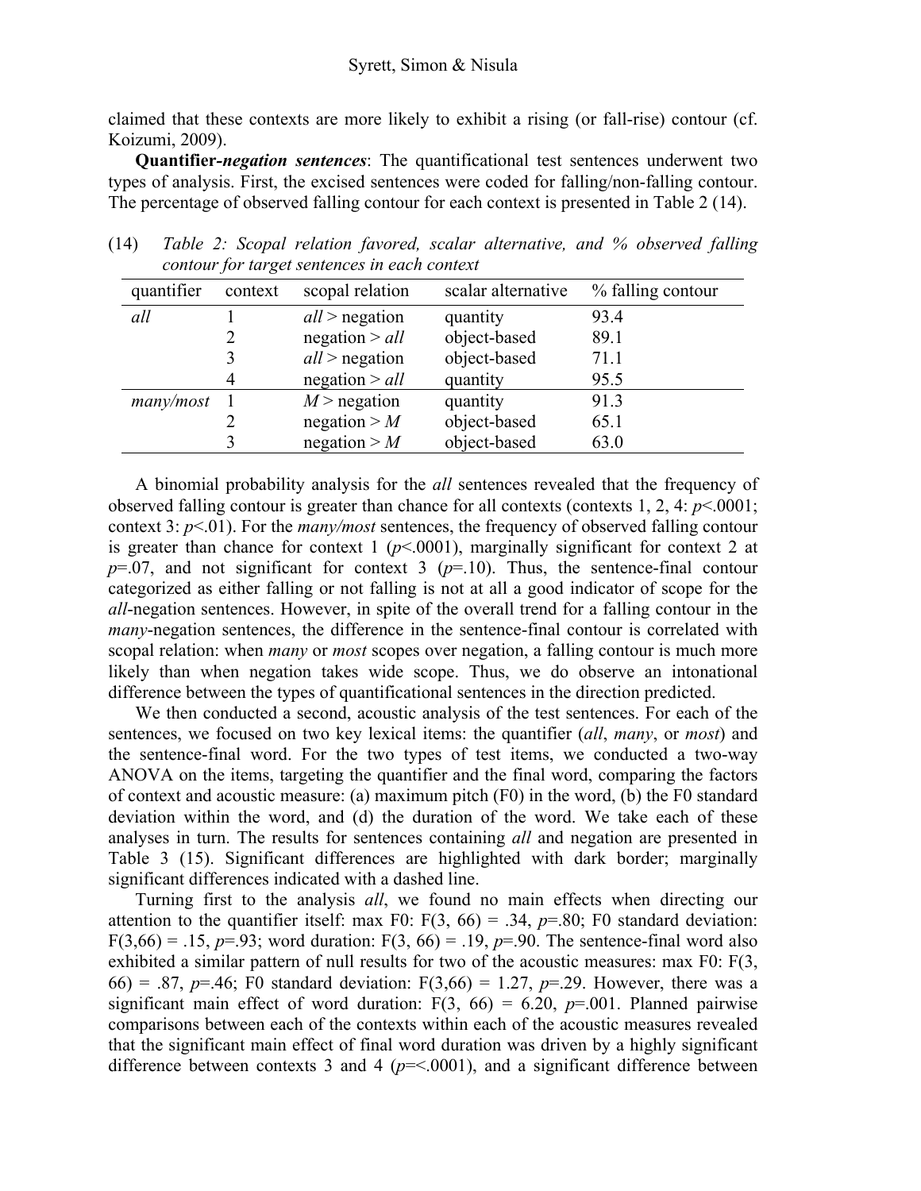claimed that these contexts are more likely to exhibit a rising (or fall-rise) contour (cf. Koizumi, 2009).

**Quantifier-*negation sentences***: The quantificational test sentences underwent two types of analysis. First, the excised sentences were coded for falling/non-falling contour. The percentage of observed falling contour for each context is presented in Table 2 (14).

(14) *Table 2: Scopal relation favored, scalar alternative, and % observed falling contour for target sentences in each context*

| quantifier | context | scopal relation | scalar alternative | % falling contour |
|---|---|---|---|---|
| *all* | 1 | *all* > negation | quantity | 93.4 |
| | 2 | negation > *all* | object-based | 89.1 |
| | 3 | *all* > negation | object-based | 71.1 |
| | 4 | negation > *all* | quantity | 95.5 |
| *many/most* | 1 | *M* > negation | quantity | 91.3 |
| | 2 | negation > *M* | object-based | 65.1 |
| | 3 | negation > *M* | object-based | 63.0 |

A binomial probability analysis for the *all* sentences revealed that the frequency of observed falling contour is greater than chance for all contexts (contexts 1, 2, 4: $p<.0001$; context 3: $p<.01$). For the *many/most* sentences, the frequency of observed falling contour is greater than chance for context 1 ($p<.0001$), marginally significant for context 2 at $p=.07$, and not significant for context 3 ($p=.10$). Thus, the sentence-final contour categorized as either falling or not falling is not at all a good indicator of scope for the *all*-negation sentences. However, in spite of the overall trend for a falling contour in the *many*-negation sentences, the difference in the sentence-final contour is correlated with scopal relation: when *many* or *most* scopes over negation, a falling contour is much more likely than when negation takes wide scope. Thus, we do observe an intonational difference between the types of quantificational sentences in the direction predicted.

We then conducted a second, acoustic analysis of the test sentences. For each of the sentences, we focused on two key lexical items: the quantifier (*all*, *many*, or *most*) and the sentence-final word. For the two types of test items, we conducted a two-way ANOVA on the items, targeting the quantifier and the final word, comparing the factors of context and acoustic measure: (a) maximum pitch (F0) in the word, (b) the F0 standard deviation within the word, and (d) the duration of the word. We take each of these analyses in turn. The results for sentences containing *all* and negation are presented in Table 3 (15). Significant differences are highlighted with dark border; marginally significant differences indicated with a dashed line.

Turning first to the analysis *all*, we found no main effects when directing our attention to the quantifier itself: max F0: $F(3, 66) = .34$, $p=.80$; F0 standard deviation: $F(3,66) = .15$, $p=.93$; word duration: $F(3, 66) = .19$, $p=.90$. The sentence-final word also exhibited a similar pattern of null results for two of the acoustic measures: max F0: $F(3, 66) = .87$, $p=.46$; F0 standard deviation: $F(3,66) = 1.27$, $p=.29$. However, there was a significant main effect of word duration: $F(3, 66) = 6.20$, $p=.001$. Planned pairwise comparisons between each of the contexts within each of the acoustic measures revealed that the significant main effect of final word duration was driven by a highly significant difference between contexts 3 and 4 ($p=<.0001$), and a significant difference between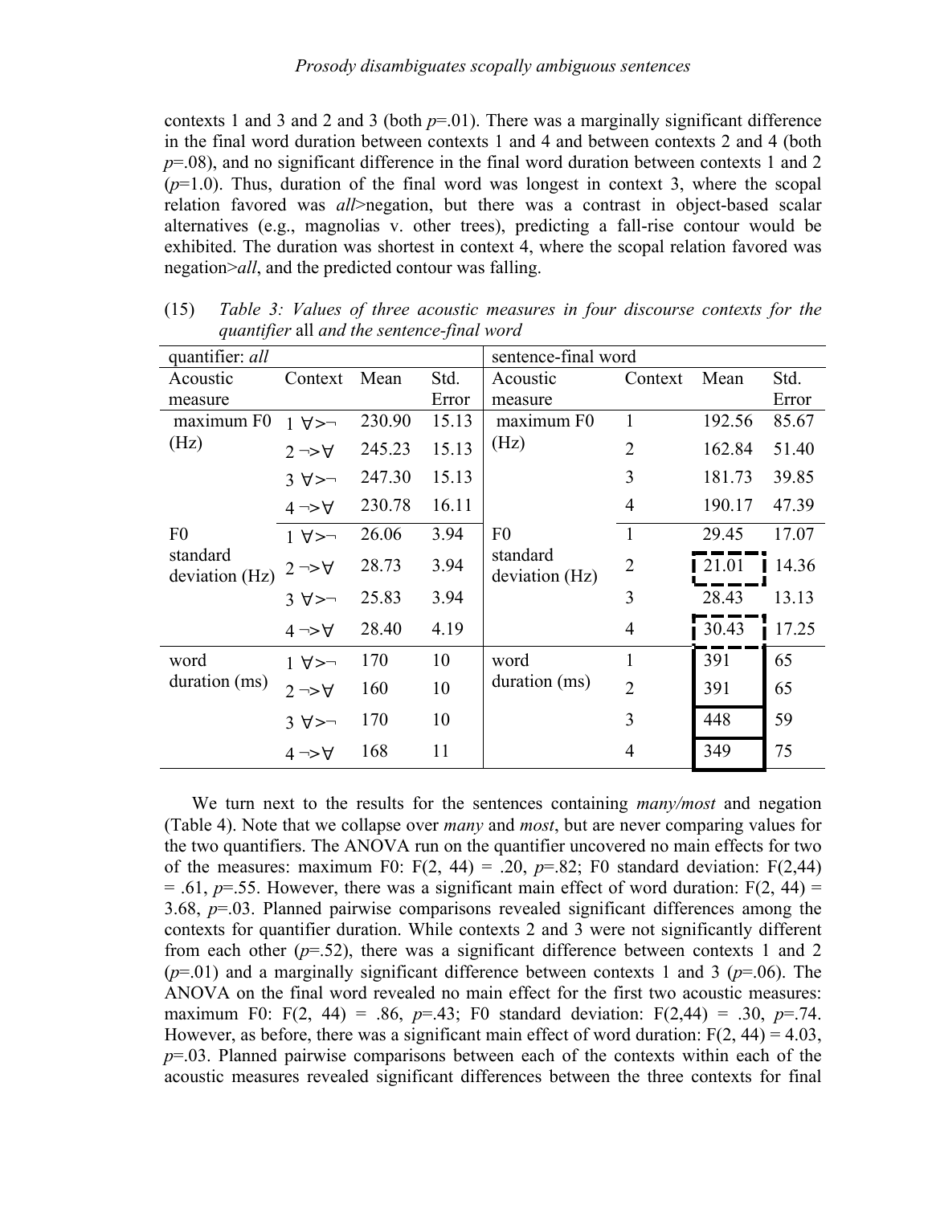contexts 1 and 3 and 2 and 3 (both *p*=.01). There was a marginally significant difference in the final word duration between contexts 1 and 4 and between contexts 2 and 4 (both *p*=.08), and no significant difference in the final word duration between contexts 1 and 2 (*p*=1.0). Thus, duration of the final word was longest in context 3, where the scopal relation favored was *all*>negation, but there was a contrast in object-based scalar alternatives (e.g., magnolias v. other trees), predicting a fall-rise contour would be exhibited. The duration was shortest in context 4, where the scopal relation favored was negation>*all*, and the predicted contour was falling.

(15) *Table 3: Values of three acoustic measures in four discourse contexts for the quantifier* all *and the sentence-final word*

| quantifier: *all* | | | | sentence-final word | | | |
|---|---|---|---|---|---|---|---|
| Acoustic measure | Context | Mean | Std. Error | Acoustic measure | Context | Mean | Std. Error |
| maximum F0 (Hz) | 1 ∀>¬ | 230.90 | 15.13 | maximum F0 (Hz) | 1 | 192.56 | 85.67 |
| | 2 ¬>∀ | 245.23 | 15.13 | | 2 | 162.84 | 51.40 |
| | 3 ∀>¬ | 247.30 | 15.13 | | 3 | 181.73 | 39.85 |
| | 4 ¬>∀ | 230.78 | 16.11 | | 4 | 190.17 | 47.39 |
| F0 standard deviation (Hz) | 1 ∀>¬ | 26.06 | 3.94 | F0 standard deviation (Hz) | 1 | 29.45 | 17.07 |
| | 2 ¬>∀ | 28.73 | 3.94 | | 2 | 21.01 | 14.36 |
| | 3 ∀>¬ | 25.83 | 3.94 | | 3 | 28.43 | 13.13 |
| | 4 ¬>∀ | 28.40 | 4.19 | | 4 | 30.43 | 17.25 |
| word duration (ms) | 1 ∀>¬ | 170 | 10 | word duration (ms) | 1 | 391 | 65 |
| | 2 ¬>∀ | 160 | 10 | | 2 | 391 | 65 |
| | 3 ∀>¬ | 170 | 10 | | 3 | 448 | 59 |
| | 4 ¬>∀ | 168 | 11 | | 4 | 349 | 75 |

We turn next to the results for the sentences containing *many/most* and negation (Table 4). Note that we collapse over *many* and *most*, but are never comparing values for the two quantifiers. The ANOVA run on the quantifier uncovered no main effects for two of the measures: maximum F0: $F(2, 44) = .20$, $p$=.82; F0 standard deviation: $F(2,44) = .61$, $p$=.55. However, there was a significant main effect of word duration: $F(2, 44) = 3.68$, $p$=.03. Planned pairwise comparisons revealed significant differences among the contexts for quantifier duration. While contexts 2 and 3 were not significantly different from each other ($p$=.52), there was a significant difference between contexts 1 and 2 ($p$=.01) and a marginally significant difference between contexts 1 and 3 ($p$=.06). The ANOVA on the final word revealed no main effect for the first two acoustic measures: maximum F0: $F(2, 44) = .86$, $p$=.43; F0 standard deviation: $F(2,44) = .30$, $p$=.74. However, as before, there was a significant main effect of word duration: $F(2, 44) = 4.03$, $p$=.03. Planned pairwise comparisons between each of the contexts within each of the acoustic measures revealed significant differences between the three contexts for final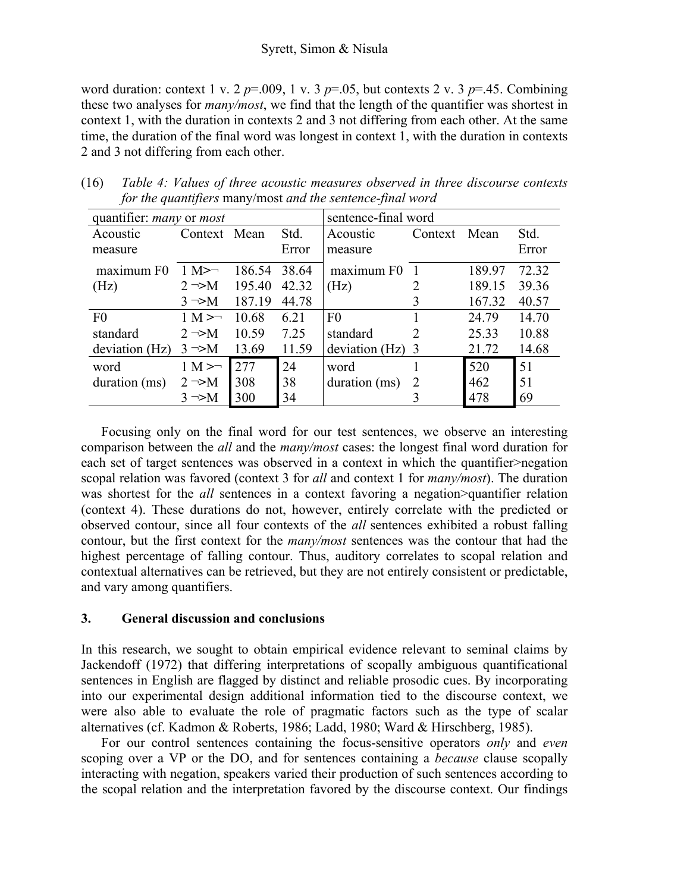word duration: context 1 v. 2 $p$=.009, 1 v. 3 $p$=.05, but contexts 2 v. 3 $p$=.45. Combining these two analyses for *many/most*, we find that the length of the quantifier was shortest in context 1, with the duration in contexts 2 and 3 not differing from each other. At the same time, the duration of the final word was longest in context 1, with the duration in contexts 2 and 3 not differing from each other.

(16) *Table 4: Values of three acoustic measures observed in three discourse contexts for the quantifiers* many/most *and the sentence-final word*

| quantifier: *many* or *most* | | | | sentence-final word | | | |
|---|---|---|---|---|---|---|---|
| Acoustic measure | Context | Mean | Std. Error | Acoustic measure | Context | Mean | Std. Error |
| maximum F0 (Hz) | 1 M>¬ | 186.54 | 38.64 | maximum F0 (Hz) | 1 | 189.97 | 72.32 |
| | 2 ¬>M | 195.40 | 42.32 | | 2 | 189.15 | 39.36 |
| | 3 ¬>M | 187.19 | 44.78 | | 3 | 167.32 | 40.57 |
| F0 standard deviation (Hz) | 1 M>¬ | 10.68 | 6.21 | F0 standard deviation (Hz) | 1 | 24.79 | 14.70 |
| | 2 ¬>M | 10.59 | 7.25 | | 2 | 25.33 | 10.88 |
| | 3 ¬>M | 13.69 | 11.59 | | 3 | 21.72 | 14.68 |
| word duration (ms) | 1 M>¬ | 277 | 24 | word duration (ms) | 1 | 520 | 51 |
| | 2 ¬>M | 308 | 38 | | 2 | 462 | 51 |
| | 3 ¬>M | 300 | 34 | | 3 | 478 | 69 |

Focusing only on the final word for our test sentences, we observe an interesting comparison between the *all* and the *many/most* cases: the longest final word duration for each set of target sentences was observed in a context in which the quantifier>negation scopal relation was favored (context 3 for *all* and context 1 for *many/most*). The duration was shortest for the *all* sentences in a context favoring a negation>quantifier relation (context 4). These durations do not, however, entirely correlate with the predicted or observed contour, since all four contexts of the *all* sentences exhibited a robust falling contour, but the first context for the *many/most* sentences was the contour that had the highest percentage of falling contour. Thus, auditory correlates to scopal relation and contextual alternatives can be retrieved, but they are not entirely consistent or predictable, and vary among quantifiers.

## 3. General discussion and conclusions

In this research, we sought to obtain empirical evidence relevant to seminal claims by Jackendoff (1972) that differing interpretations of scopally ambiguous quantificational sentences in English are flagged by distinct and reliable prosodic cues. By incorporating into our experimental design additional information tied to the discourse context, we were also able to evaluate the role of pragmatic factors such as the type of scalar alternatives (cf. Kadmon & Roberts, 1986; Ladd, 1980; Ward & Hirschberg, 1985).

For our control sentences containing the focus-sensitive operators *only* and *even* scoping over a VP or the DO, and for sentences containing a *because* clause scopally interacting with negation, speakers varied their production of such sentences according to the scopal relation and the interpretation favored by the discourse context. Our findings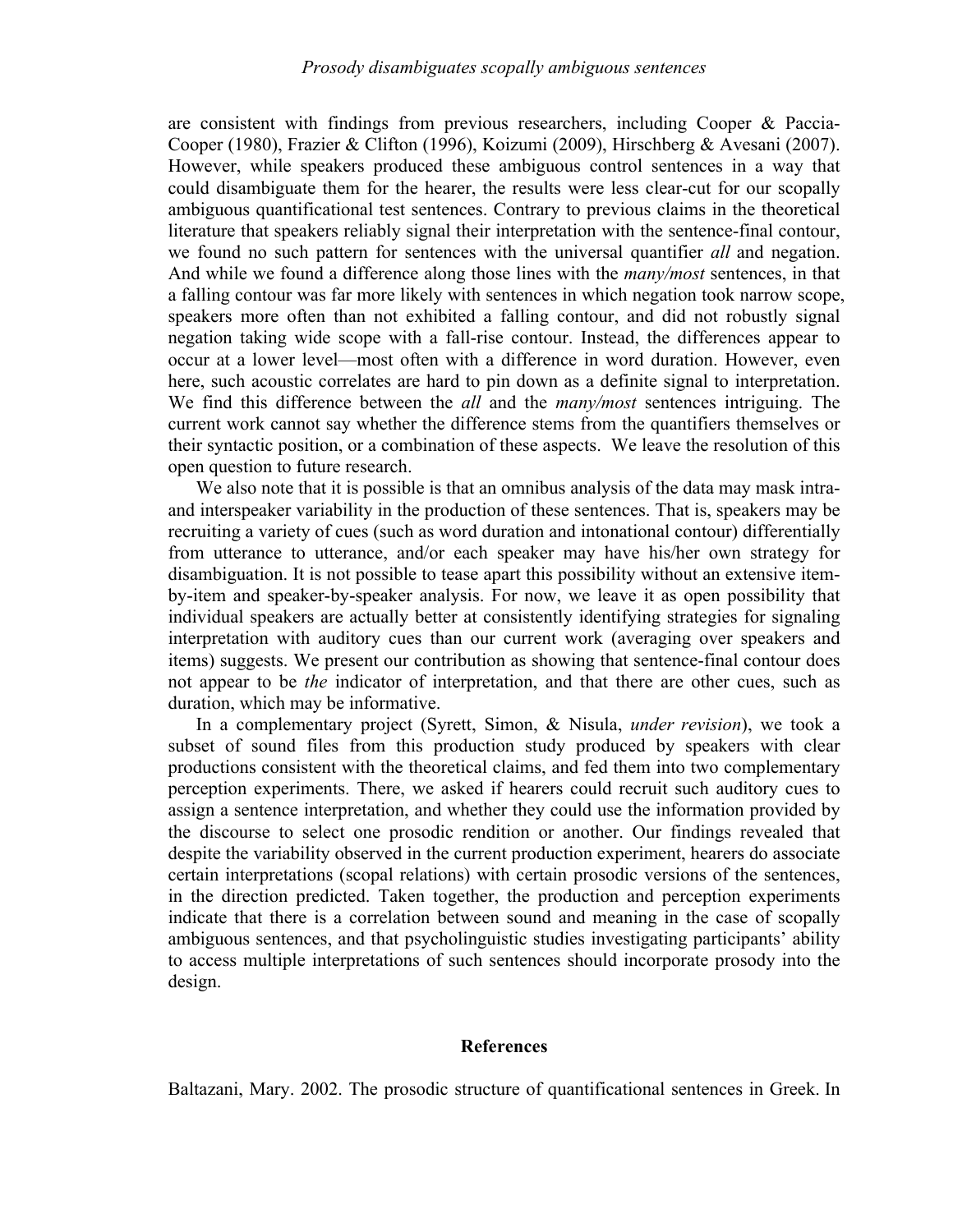are consistent with findings from previous researchers, including Cooper & Paccia-Cooper (1980), Frazier & Clifton (1996), Koizumi (2009), Hirschberg & Avesani (2007). However, while speakers produced these ambiguous control sentences in a way that could disambiguate them for the hearer, the results were less clear-cut for our scopally ambiguous quantificational test sentences. Contrary to previous claims in the theoretical literature that speakers reliably signal their interpretation with the sentence-final contour, we found no such pattern for sentences with the universal quantifier *all* and negation. And while we found a difference along those lines with the *many/most* sentences, in that a falling contour was far more likely with sentences in which negation took narrow scope, speakers more often than not exhibited a falling contour, and did not robustly signal negation taking wide scope with a fall-rise contour. Instead, the differences appear to occur at a lower level—most often with a difference in word duration. However, even here, such acoustic correlates are hard to pin down as a definite signal to interpretation. We find this difference between the *all* and the *many/most* sentences intriguing. The current work cannot say whether the difference stems from the quantifiers themselves or their syntactic position, or a combination of these aspects. We leave the resolution of this open question to future research.

We also note that it is possible is that an omnibus analysis of the data may mask intra- and interspeaker variability in the production of these sentences. That is, speakers may be recruiting a variety of cues (such as word duration and intonational contour) differentially from utterance to utterance, and/or each speaker may have his/her own strategy for disambiguation. It is not possible to tease apart this possibility without an extensive item-by-item and speaker-by-speaker analysis. For now, we leave it as open possibility that individual speakers are actually better at consistently identifying strategies for signaling interpretation with auditory cues than our current work (averaging over speakers and items) suggests. We present our contribution as showing that sentence-final contour does not appear to be *the* indicator of interpretation, and that there are other cues, such as duration, which may be informative.

In a complementary project (Syrett, Simon, & Nisula, *under revision*), we took a subset of sound files from this production study produced by speakers with clear productions consistent with the theoretical claims, and fed them into two complementary perception experiments. There, we asked if hearers could recruit such auditory cues to assign a sentence interpretation, and whether they could use the information provided by the discourse to select one prosodic rendition or another. Our findings revealed that despite the variability observed in the current production experiment, hearers do associate certain interpretations (scopal relations) with certain prosodic versions of the sentences, in the direction predicted. Taken together, the production and perception experiments indicate that there is a correlation between sound and meaning in the case of scopally ambiguous sentences, and that psycholinguistic studies investigating participants' ability to access multiple interpretations of such sentences should incorporate prosody into the design.

## References

Baltazani, Mary. 2002. The prosodic structure of quantificational sentences in Greek. In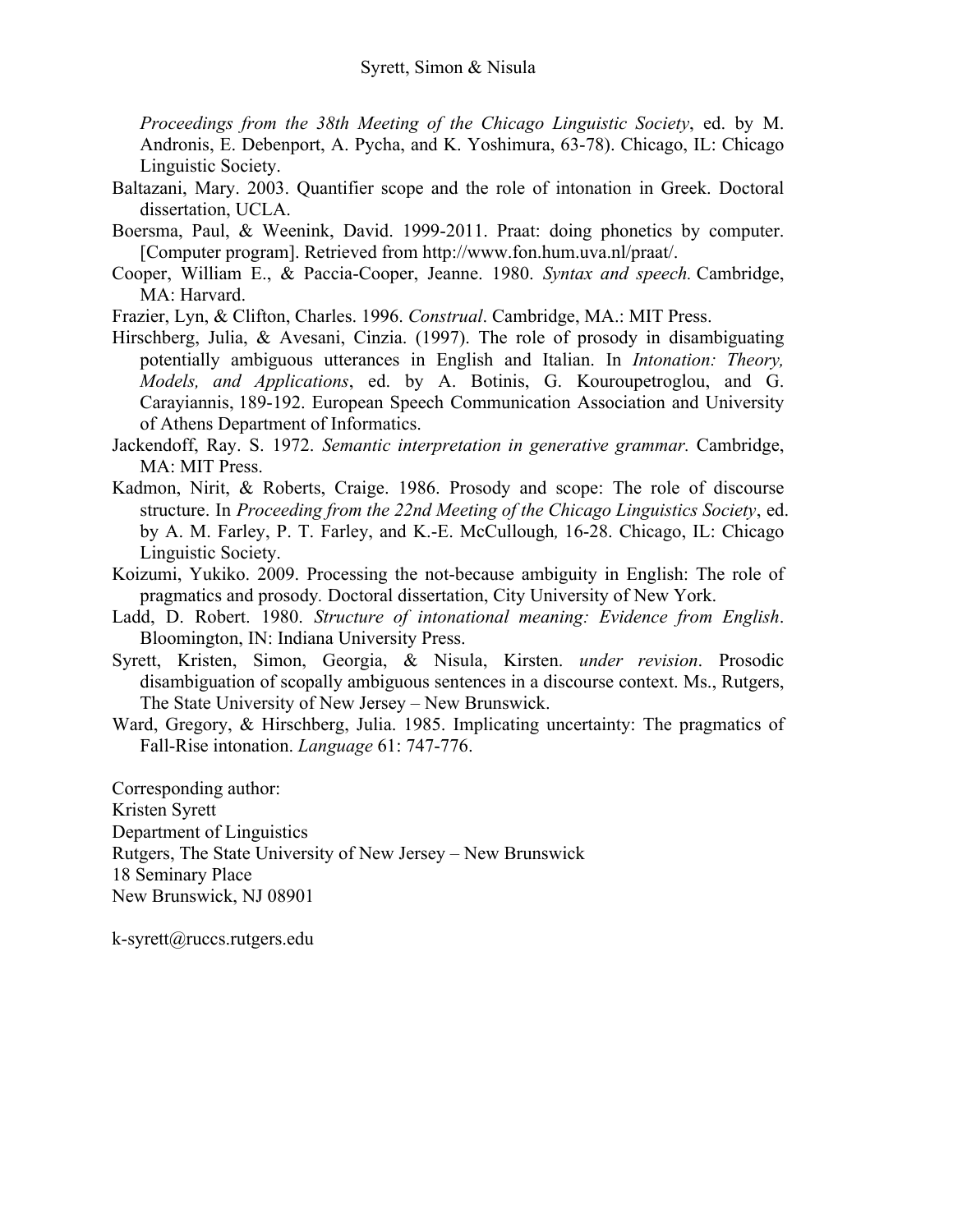*Proceedings from the 38th Meeting of the Chicago Linguistic Society*, ed. by M. Andronis, E. Debenport, A. Pycha, and K. Yoshimura, 63-78). Chicago, IL: Chicago Linguistic Society.

Baltazani, Mary. 2003. Quantifier scope and the role of intonation in Greek. Doctoral dissertation, UCLA.

Boersma, Paul, & Weenink, David. 1999-2011. Praat: doing phonetics by computer. [Computer program]. Retrieved from http://www.fon.hum.uva.nl/praat/.

Cooper, William E., & Paccia-Cooper, Jeanne. 1980. *Syntax and speech.* Cambridge, MA: Harvard.

Frazier, Lyn, & Clifton, Charles. 1996. *Construal*. Cambridge, MA.: MIT Press.

Hirschberg, Julia, & Avesani, Cinzia. (1997). The role of prosody in disambiguating potentially ambiguous utterances in English and Italian. In *Intonation: Theory, Models, and Applications*, ed. by A. Botinis, G. Kouroupetroglou, and G. Carayiannis, 189-192. European Speech Communication Association and University of Athens Department of Informatics.

Jackendoff, Ray. S. 1972. *Semantic interpretation in generative grammar.* Cambridge, MA: MIT Press.

Kadmon, Nirit, & Roberts, Craige. 1986. Prosody and scope: The role of discourse structure. In *Proceeding from the 22nd Meeting of the Chicago Linguistics Society*, ed. by A. M. Farley, P. T. Farley, and K.-E. McCullough, 16-28. Chicago, IL: Chicago Linguistic Society.

Koizumi, Yukiko. 2009. Processing the not-because ambiguity in English: The role of pragmatics and prosody. Doctoral dissertation, City University of New York.

Ladd, D. Robert. 1980. *Structure of intonational meaning: Evidence from English*. Bloomington, IN: Indiana University Press.

Syrett, Kristen, Simon, Georgia, & Nisula, Kirsten. *under revision*. Prosodic disambiguation of scopally ambiguous sentences in a discourse context. Ms., Rutgers, The State University of New Jersey – New Brunswick.

Ward, Gregory, & Hirschberg, Julia. 1985. Implicating uncertainty: The pragmatics of Fall-Rise intonation. *Language* 61: 747-776.

Corresponding author:
Kristen Syrett
Department of Linguistics
Rutgers, The State University of New Jersey – New Brunswick
18 Seminary Place
New Brunswick, NJ 08901

k-syrett@ruccs.rutgers.edu